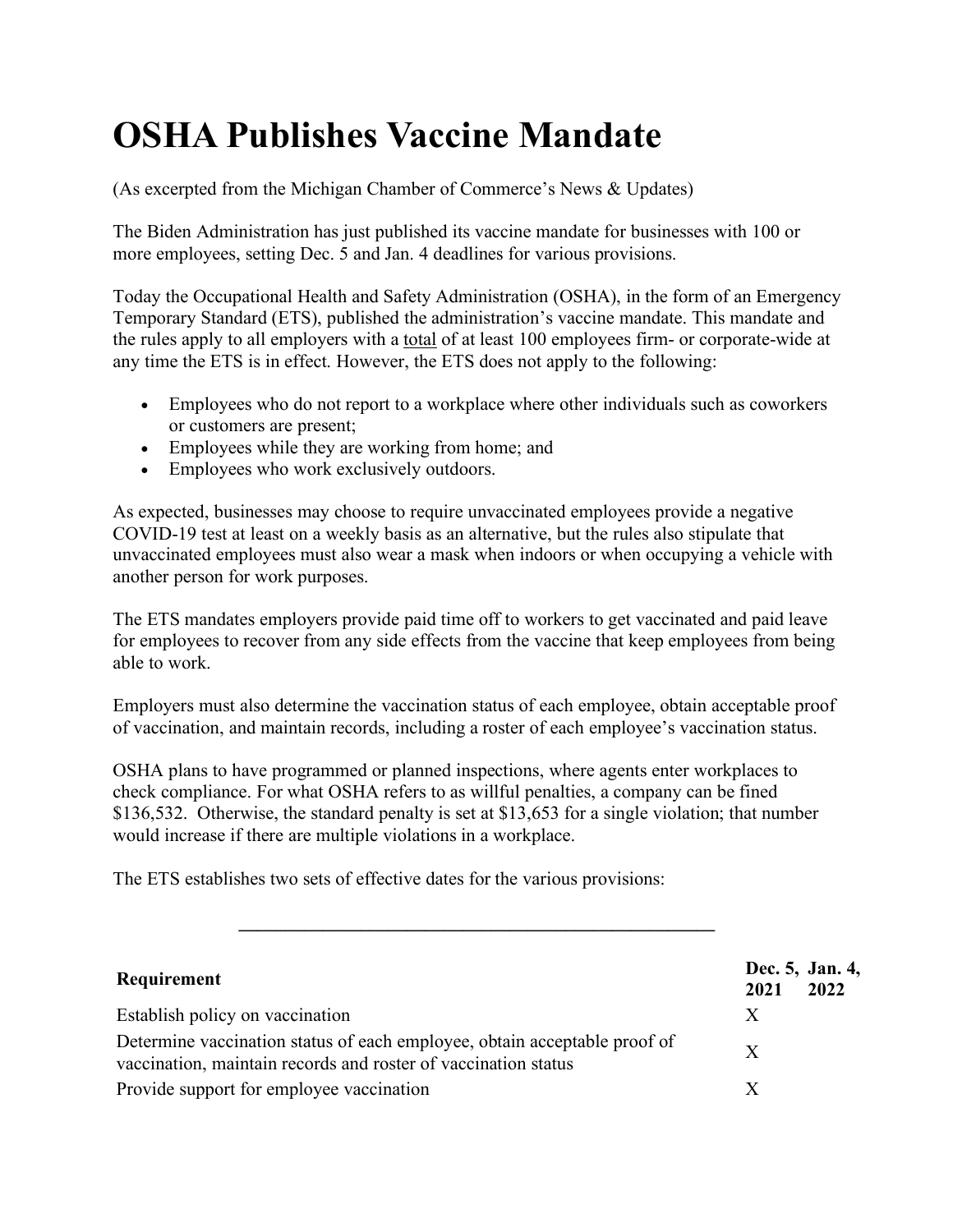# OSHA Publishes Vaccine Mandate

(As excerpted from the Michigan Chamber of Commerce's News & Updates)

The Biden Administration has just published its vaccine mandate for businesses with 100 or more employees, setting Dec. 5 and Jan. 4 deadlines for various provisions.

Today the Occupational Health and Safety Administration (OSHA), in the form of an Emergency Temporary Standard (ETS), published the administration's vaccine mandate. This mandate and the rules apply to all employers with a total of at least 100 employees firm- or corporate-wide at any time the ETS is in effect. However, the ETS does not apply to the following:

- Employees who do not report to a workplace where other individuals such as coworkers or customers are present;
- Employees while they are working from home; and
- Employees who work exclusively outdoors.

As expected, businesses may choose to require unvaccinated employees provide a negative COVID-19 test at least on a weekly basis as an alternative, but the rules also stipulate that unvaccinated employees must also wear a mask when indoors or when occupying a vehicle with another person for work purposes.

The ETS mandates employers provide paid time off to workers to get vaccinated and paid leave for employees to recover from any side effects from the vaccine that keep employees from being able to work.

Employers must also determine the vaccination status of each employee, obtain acceptable proof of vaccination, and maintain records, including a roster of each employee's vaccination status.

OSHA plans to have programmed or planned inspections, where agents enter workplaces to check compliance. For what OSHA refers to as willful penalties, a company can be fined $136,532. Otherwise, the standard penalty is set at $13,653 for a single violation; that number would increase if there are multiple violations in a workplace.

The ETS establishes two sets of effective dates for the various provisions:

| Requirement | Dec. 5, 2021 | Jan. 4, 2022 |
|---|---|---|
| Establish policy on vaccination | X | |
| Determine vaccination status of each employee, obtain acceptable proof of vaccination, maintain records and roster of vaccination status | X | |
| Provide support for employee vaccination | X | |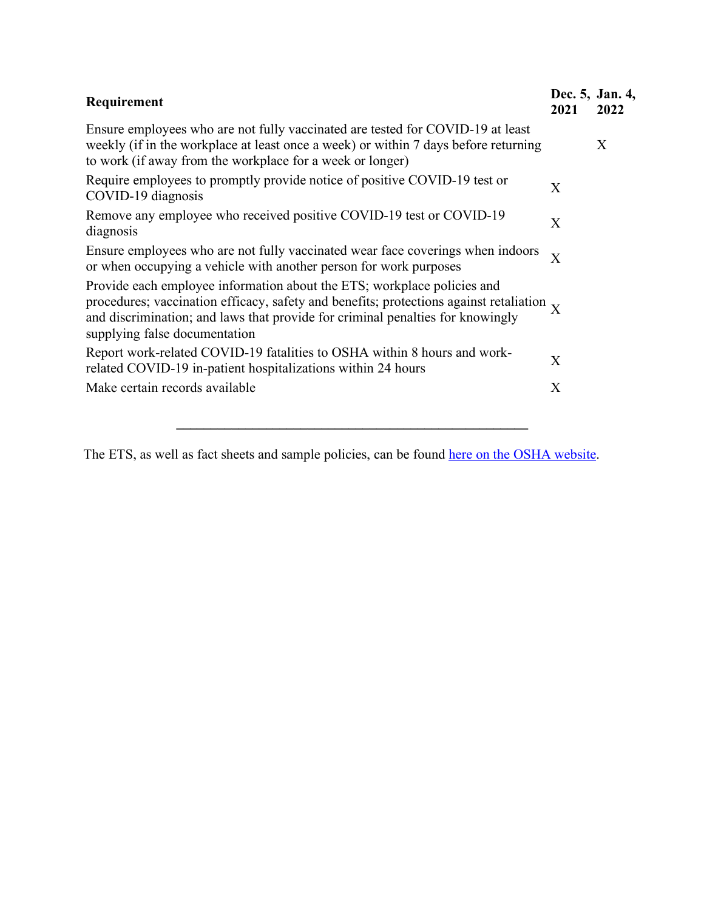| Requirement | Dec. 5, 2021 | Jan. 4, 2022 |
|---|---|---|
| Ensure employees who are not fully vaccinated are tested for COVID-19 at least weekly (if in the workplace at least once a week) or within 7 days before returning to work (if away from the workplace for a week or longer) | | X |
| Require employees to promptly provide notice of positive COVID-19 test or COVID-19 diagnosis | X | |
| Remove any employee who received positive COVID-19 test or COVID-19 diagnosis | X | |
| Ensure employees who are not fully vaccinated wear face coverings when indoors or when occupying a vehicle with another person for work purposes | X | |
| Provide each employee information about the ETS; workplace policies and procedures; vaccination efficacy, safety and benefits; protections against retaliation and discrimination; and laws that provide for criminal penalties for knowingly supplying false documentation | X | |
| Report work-related COVID-19 fatalities to OSHA within 8 hours and work-related COVID-19 in-patient hospitalizations within 24 hours | X | |
| Make certain records available | X | |

---

The ETS, as well as fact sheets and sample policies, can be found here on the OSHA website.